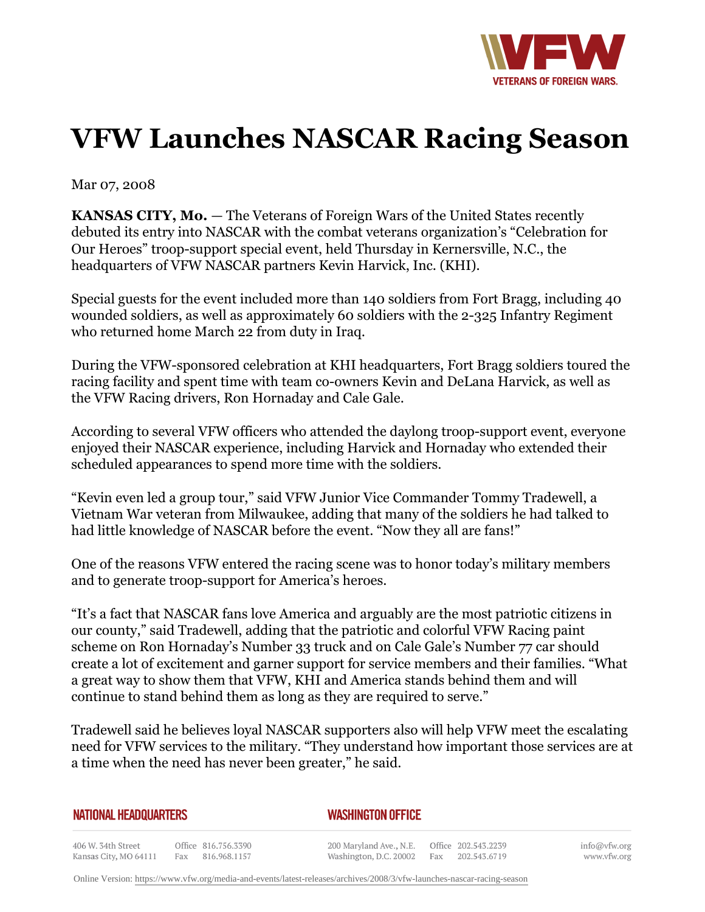# VFW Launches NASCAR Racing Season

Mar 07, 2008

**KANSAS CITY, Mo.** — The Veterans of Foreign Wars of the United States recently debuted its entry into NASCAR with the combat veterans organization's "Celebration for Our Heroes" troop-support special event, held Thursday in Kernersville, N.C., the headquarters of VFW NASCAR partners Kevin Harvick, Inc. (KHI).

Special guests for the event included more than 140 soldiers from Fort Bragg, including 40 wounded soldiers, as well as approximately 60 soldiers with the 2-325 Infantry Regiment who returned home March 22 from duty in Iraq.

During the VFW-sponsored celebration at KHI headquarters, Fort Bragg soldiers toured the racing facility and spent time with team co-owners Kevin and DeLana Harvick, as well as the VFW Racing drivers, Ron Hornaday and Cale Gale.

According to several VFW officers who attended the daylong troop-support event, everyone enjoyed their NASCAR experience, including Harvick and Hornaday who extended their scheduled appearances to spend more time with the soldiers.

"Kevin even led a group tour," said VFW Junior Vice Commander Tommy Tradewell, a Vietnam War veteran from Milwaukee, adding that many of the soldiers he had talked to had little knowledge of NASCAR before the event. "Now they all are fans!"

One of the reasons VFW entered the racing scene was to honor today's military members and to generate troop-support for America's heroes.

"It's a fact that NASCAR fans love America and arguably are the most patriotic citizens in our county," said Tradewell, adding that the patriotic and colorful VFW Racing paint scheme on Ron Hornaday's Number 33 truck and on Cale Gale's Number 77 car should create a lot of excitement and garner support for service members and their families. "What a great way to show them that VFW, KHI and America stands behind them and will continue to stand behind them as long as they are required to serve."

Tradewell said he believes loyal NASCAR supporters also will help VFW meet the escalating need for VFW services to the military. "They understand how important those services are at a time when the need has never been greater," he said.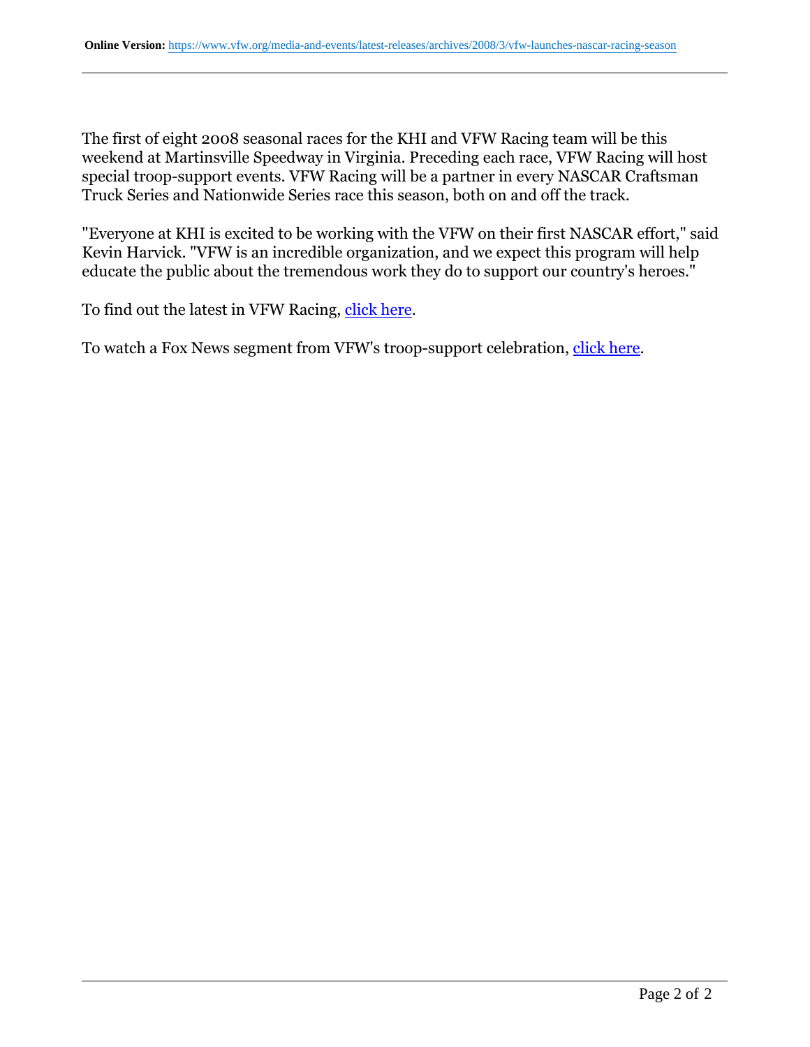The first of eight 2008 seasonal races for the KHI and VFW Racing team will be this weekend at Martinsville Speedway in Virginia. Preceding each race, VFW Racing will host special troop-support events. VFW Racing will be a partner in every NASCAR Craftsman Truck Series and Nationwide Series race this season, both on and off the track.

"Everyone at KHI is excited to be working with the VFW on their first NASCAR effort," said Kevin Harvick. "VFW is an incredible organization, and we expect this program will help educate the public about the tremendous work they do to support our country's heroes."

To find out the latest in VFW Racing, click here.

To watch a Fox News segment from VFW's troop-support celebration, click here.